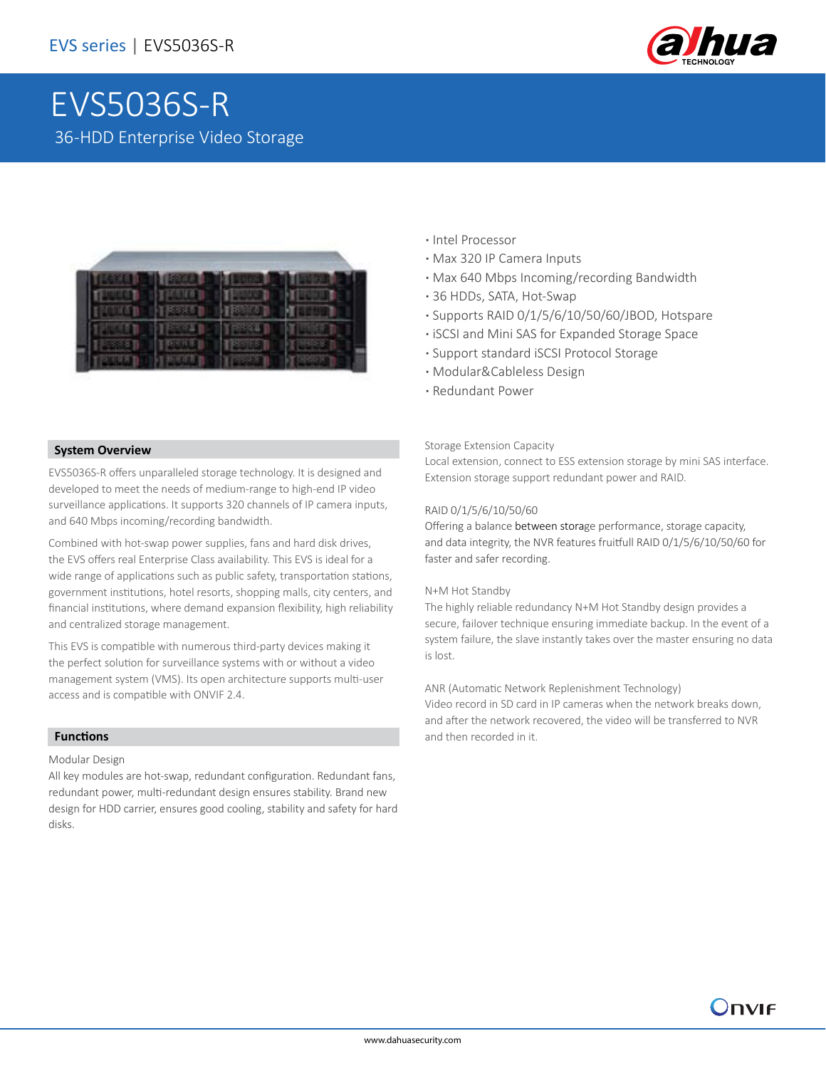EVS series | EVS5036S-R

# EVS5036S-R

36-HDD Enterprise Video Storage

- Intel Processor
- Max 320 IP Camera Inputs
- Max 640 Mbps Incoming/recording Bandwidth
- 36 HDDs, SATA, Hot-Swap
- Supports RAID 0/1/5/6/10/50/60/JBOD, Hotspare
- iSCSI and Mini SAS for Expanded Storage Space
- Support standard iSCSI Protocol Storage
- Modular&Cableless Design
- Redundant Power

## System Overview

EVS5036S-R offers unparalleled storage technology. It is designed and developed to meet the needs of medium-range to high-end IP video surveillance applications. It supports 320 channels of IP camera inputs, and 640 Mbps incoming/recording bandwidth.

Combined with hot-swap power supplies, fans and hard disk drives, the EVS offers real Enterprise Class availability. This EVS is ideal for a wide range of applications such as public safety, transportation stations, government institutions, hotel resorts, shopping malls, city centers, and financial institutions, where demand expansion flexibility, high reliability and centralized storage management.

This EVS is compatible with numerous third-party devices making it the perfect solution for surveillance systems with or without a video management system (VMS). Its open architecture supports multi-user access and is compatible with ONVIF 2.4.

## Functions

Modular Design

All key modules are hot-swap, redundant configuration. Redundant fans, redundant power, multi-redundant design ensures stability. Brand new design for HDD carrier, ensures good cooling, stability and safety for hard disks.

Storage Extension Capacity

Local extension, connect to ESS extension storage by mini SAS interface. Extension storage support redundant power and RAID.

RAID 0/1/5/6/10/50/60

Offering a balance between storage performance, storage capacity, and data integrity, the NVR features fruitfull RAID 0/1/5/6/10/50/60 for faster and safer recording.

N+M Hot Standby

The highly reliable redundancy N+M Hot Standby design provides a secure, failover technique ensuring immediate backup. In the event of a system failure, the slave instantly takes over the master ensuring no data is lost.

ANR (Automatic Network Replenishment Technology)

Video record in SD card in IP cameras when the network breaks down, and after the network recovered, the video will be transferred to NVR and then recorded in it.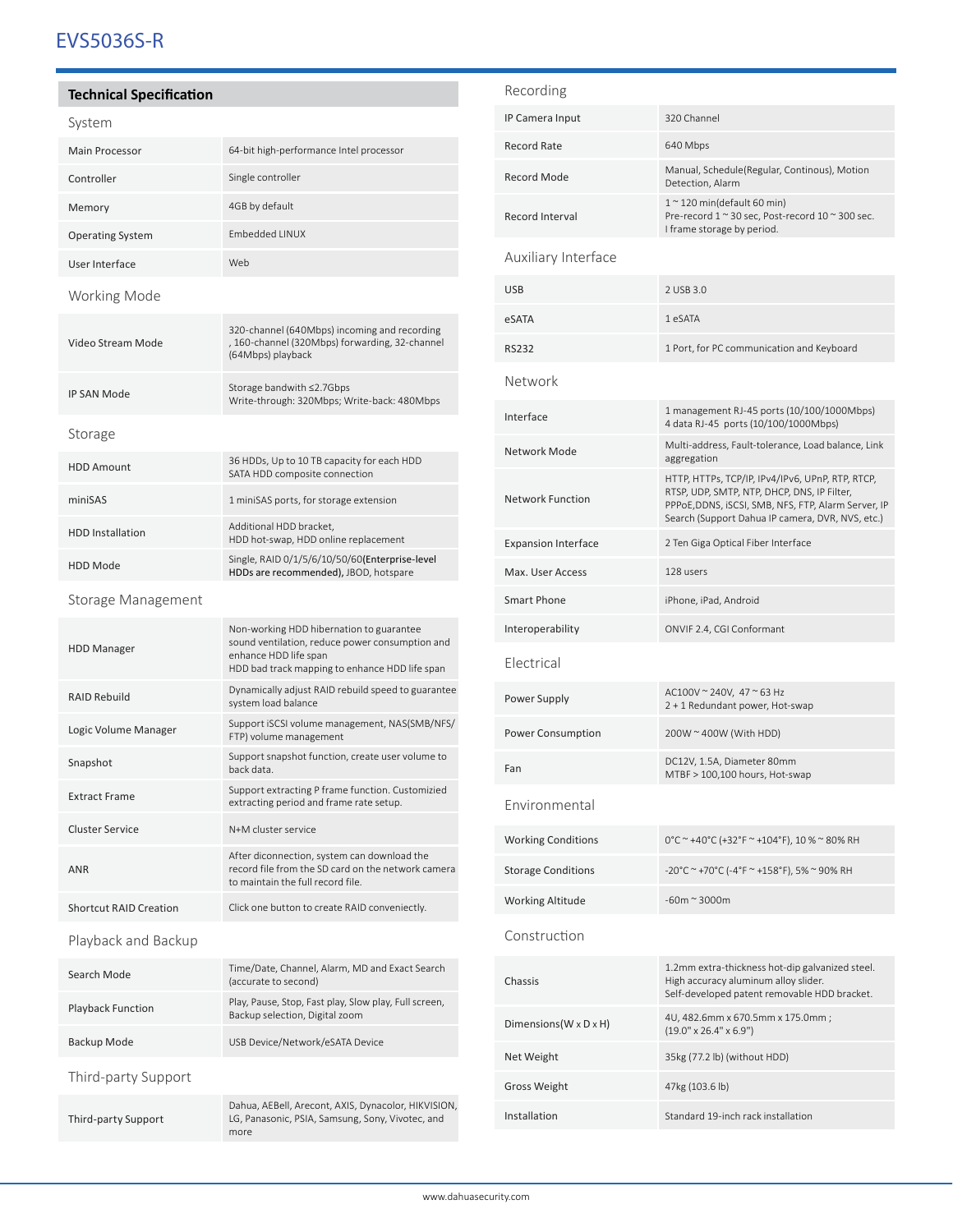# EVS5036S-R

## Technical Specification

### System

| | |
|---|---|
| Main Processor | 64-bit high-performance Intel processor |
| Controller | Single controller |
| Memory | 4GB by default |
| Operating System | Embedded LINUX |
| User Interface | Web |

### Working Mode

| | |
|---|---|
| Video Stream Mode | 320-channel (640Mbps) incoming and recording , 160-channel (320Mbps) forwarding, 32-channel (64Mbps) playback |
| IP SAN Mode | Storage bandwith ≤2.7Gbps<br>Write-through: 320Mbps; Write-back: 480Mbps |

### Storage

| | |
|---|---|
| HDD Amount | 36 HDDs, Up to 10 TB capacity for each HDD<br>SATA HDD composite connection |
| miniSAS | 1 miniSAS ports, for storage extension |
| HDD Installation | Additional HDD bracket,<br>HDD hot-swap, HDD online replacement |
| HDD Mode | Single, RAID 0/1/5/6/10/50/60(**Enterprise-level HDDs are recommended)**, JBOD, hotspare |

### Storage Management

| | |
|---|---|
| HDD Manager | Non-working HDD hibernation to guarantee sound ventilation, reduce power consumption and enhance HDD life span<br>HDD bad track mapping to enhance HDD life span |
| RAID Rebuild | Dynamically adjust RAID rebuild speed to guarantee system load balance |
| Logic Volume Manager | Support iSCSI volume management, NAS(SMB/NFS/FTP) volume management |
| Snapshot | Support snapshot function, create user volume to back data. |
| Extract Frame | Support extracting P frame function. Customizied extracting period and frame rate setup. |
| Cluster Service | N+M cluster service |
| ANR | After diconnection, system can download the record file from the SD card on the network camera to maintain the full record file. |
| Shortcut RAID Creation | Click one button to create RAID conveniectly. |

### Playback and Backup

| | |
|---|---|
| Search Mode | Time/Date, Channel, Alarm, MD and Exact Search (accurate to second) |
| Playback Function | Play, Pause, Stop, Fast play, Slow play, Full screen, Backup selection, Digital zoom |
| Backup Mode | USB Device/Network/eSATA Device |

### Third-party Support

| | |
|---|---|
| Third-party Support | Dahua, AEBell, Arecont, AXIS, Dynacolor, HIKVISION, LG, Panasonic, PSIA, Samsung, Sony, Vivotec, and more |

### Recording

| | |
|---|---|
| IP Camera Input | 320 Channel |
| Record Rate | 640 Mbps |
| Record Mode | Manual, Schedule(Regular, Continous), Motion Detection, Alarm |
| Record Interval | 1 ~ 120 min(default 60 min)<br>Pre-record 1 ~ 30 sec, Post-record 10 ~ 300 sec.<br>I frame storage by period. |

### Auxiliary Interface

| | |
|---|---|
| USB | 2 USB 3.0 |
| eSATA | 1 eSATA |
| RS232 | 1 Port, for PC communication and Keyboard |

### Network

| | |
|---|---|
| Interface | 1 management RJ-45 ports (10/100/1000Mbps)<br>4 data RJ-45 ports (10/100/1000Mbps) |
| Network Mode | Multi-address, Fault-tolerance, Load balance, Link aggregation |
| Network Function | HTTP, HTTPs, TCP/IP, IPv4/IPv6, UPnP, RTP, RTCP, RTSP, UDP, SMTP, NTP, DHCP, DNS, IP Filter, PPPoE,DDNS, iSCSI, SMB, NFS, FTP, Alarm Server, IP Search (Support Dahua IP camera, DVR, NVS, etc.) |
| Expansion Interface | 2 Ten Giga Optical Fiber Interface |
| Max. User Access | 128 users |
| Smart Phone | iPhone, iPad, Android |
| Interoperability | ONVIF 2.4, CGI Conformant |

### Electrical

| | |
|---|---|
| Power Supply | AC100V ~ 240V, 47 ~ 63 Hz<br>2 + 1 Redundant power, Hot-swap |
| Power Consumption | 200W ~ 400W (With HDD) |
| Fan | DC12V, 1.5A, Diameter 80mm<br>MTBF > 100,100 hours, Hot-swap |

### Environmental

| | |
|---|---|
| Working Conditions | 0°C ~ +40°C (+32°F ~ +104°F), 10 % ~ 80% RH |
| Storage Conditions | -20°C ~ +70°C (-4°F ~ +158°F), 5% ~ 90% RH |
| Working Altitude | -60m ~ 3000m |

### Construction

| | |
|---|---|
| Chassis | 1.2mm extra-thickness hot-dip galvanized steel.<br>High accuracy aluminum alloy slider.<br>Self-developed patent removable HDD bracket. |
| Dimensions(W x D x H) | 4U, 482.6mm x 670.5mm x 175.0mm ;<br>(19.0" x 26.4" x 6.9") |
| Net Weight | 35kg (77.2 lb) (without HDD) |
| Gross Weight | 47kg (103.6 lb) |
| Installation | Standard 19-inch rack installation |

www.dahuasecurity.com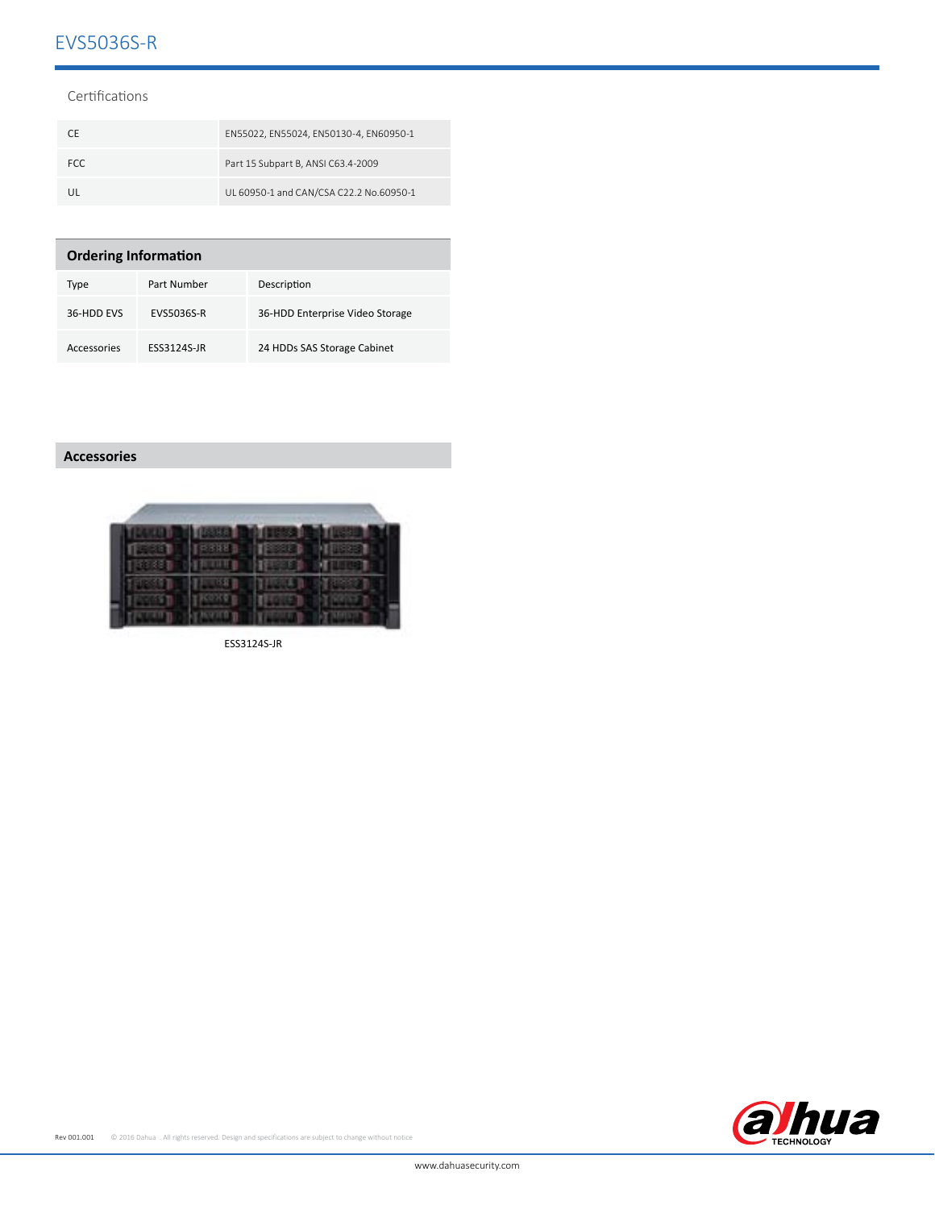## Certifications

| | |
|---|---|
| CE | EN55022, EN55024, EN50130-4, EN60950-1 |
| FCC | Part 15 Subpart B, ANSI C63.4-2009 |
| UL | UL 60950-1 and CAN/CSA C22.2 No.60950-1 |

## Ordering Information

| Type | Part Number | Description |
|---|---|---|
| 36-HDD EVS | EVS5036S-R | 36-HDD Enterprise Video Storage |
| Accessories | ESS3124S-JR | 24 HDDs SAS Storage Cabinet |

## Accessories

ESS3124S-JR

Rev 001.001 © 2016 Dahua . All rights reserved. Design and specifications are subject to change without notice

www.dahuasecurity.com